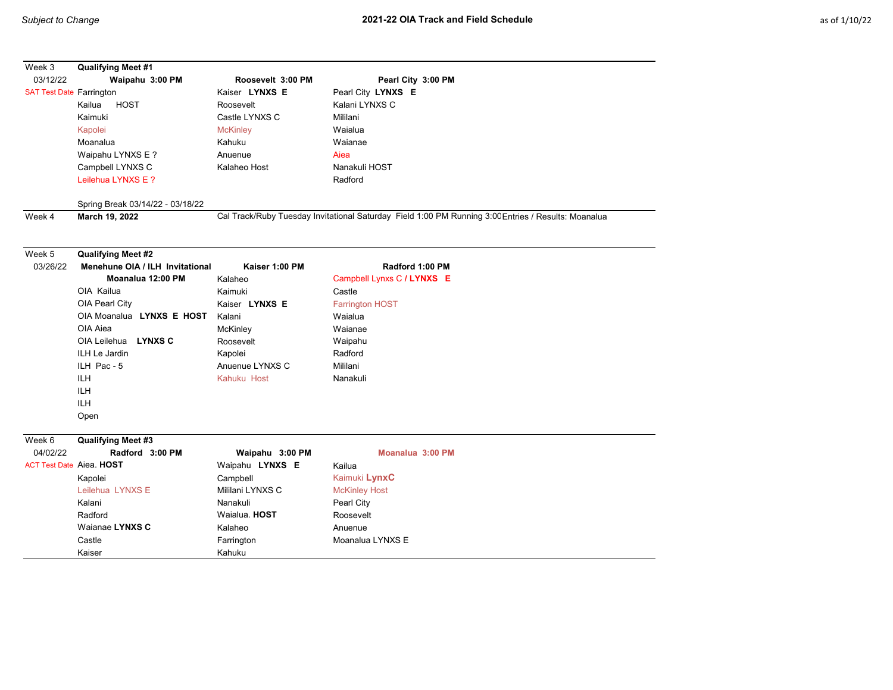*Subject to Change*

# 2021-22 OIA Track and Field Schedule

as of 1/10/22

| Week 3 | **Qualifying Meet #1** | | |
|---|---|---|---|
| 03/12/22 | **Waipahu 3:00 PM** | **Roosevelt 3:00 PM** | **Pearl City 3:00 PM** |
| SAT Test Date | Farrington | Kaiser **LYNXS E** | Pearl City **LYNXS E** |
| | Kailua HOST | Roosevelt | Kalani LYNXS C |
| | Kaimuki | Castle LYNXS C | Mililani |
| | Kapolei | McKinley | Waialua |
| | Moanalua | Kahuku | Waianae |
| | Waipahu LYNXS E ? | Anuenue | Aiea |
| | Campbell LYNXS C | Kalaheo Host | Nanakuli HOST |
| | Leilehua LYNXS E ? | | Radford |
| | | | |
| | Spring Break 03/14/22 - 03/18/22 | | |
| Week 4 | **March 19, 2022** | Cal Track/Ruby Tuesday Invitational Saturday Field 1:00 PM Running 3:00 | Entries / Results: Moanalua |
| | | | |
| Week 5 | **Qualifying Meet #2** | | |
| 03/26/22 | **Menehune OIA / ILH Invitational** | **Kaiser 1:00 PM** | **Radford 1:00 PM** |
| | **Moanalua 12:00 PM** | Kalaheo | Campbell Lynxs C / **LYNXS E** |
| | OIA Kailua | Kaimuki | Castle |
| | OIA Pearl City | Kaiser **LYNXS E** | Farrington HOST |
| | OIA Moanalua **LYNXS E HOST** | Kalani | Waialua |
| | OIA Aiea | McKinley | Waianae |
| | OIA Leilehua **LYNXS C** | Roosevelt | Waipahu |
| | ILH Le Jardin | Kapolei | Radford |
| | ILH Pac - 5 | Anuenue LYNXS C | Mililani |
| | ILH | Kahuku Host | Nanakuli |
| | ILH | | |
| | ILH | | |
| | Open | | |
| | | | |
| Week 6 | **Qualifying Meet #3** | | |
| 04/02/22 | **Radford 3:00 PM** | **Waipahu 3:00 PM** | **Moanalua 3:00 PM** |
| ACT Test Date | Aiea. **HOST** | Waipahu **LYNXS E** | Kailua |
| | Kapolei | Campbell | Kaimuki **LynxC** |
| | Leilehua LYNXS E | Mililani LYNXS C | McKinley Host |
| | Kalani | Nanakuli | Pearl City |
| | Radford | Waialua. **HOST** | Roosevelt |
| | Waianae **LYNXS C** | Kalaheo | Anuenue |
| | Castle | Farrington | Moanalua LYNXS E |
| | Kaiser | Kahuku | |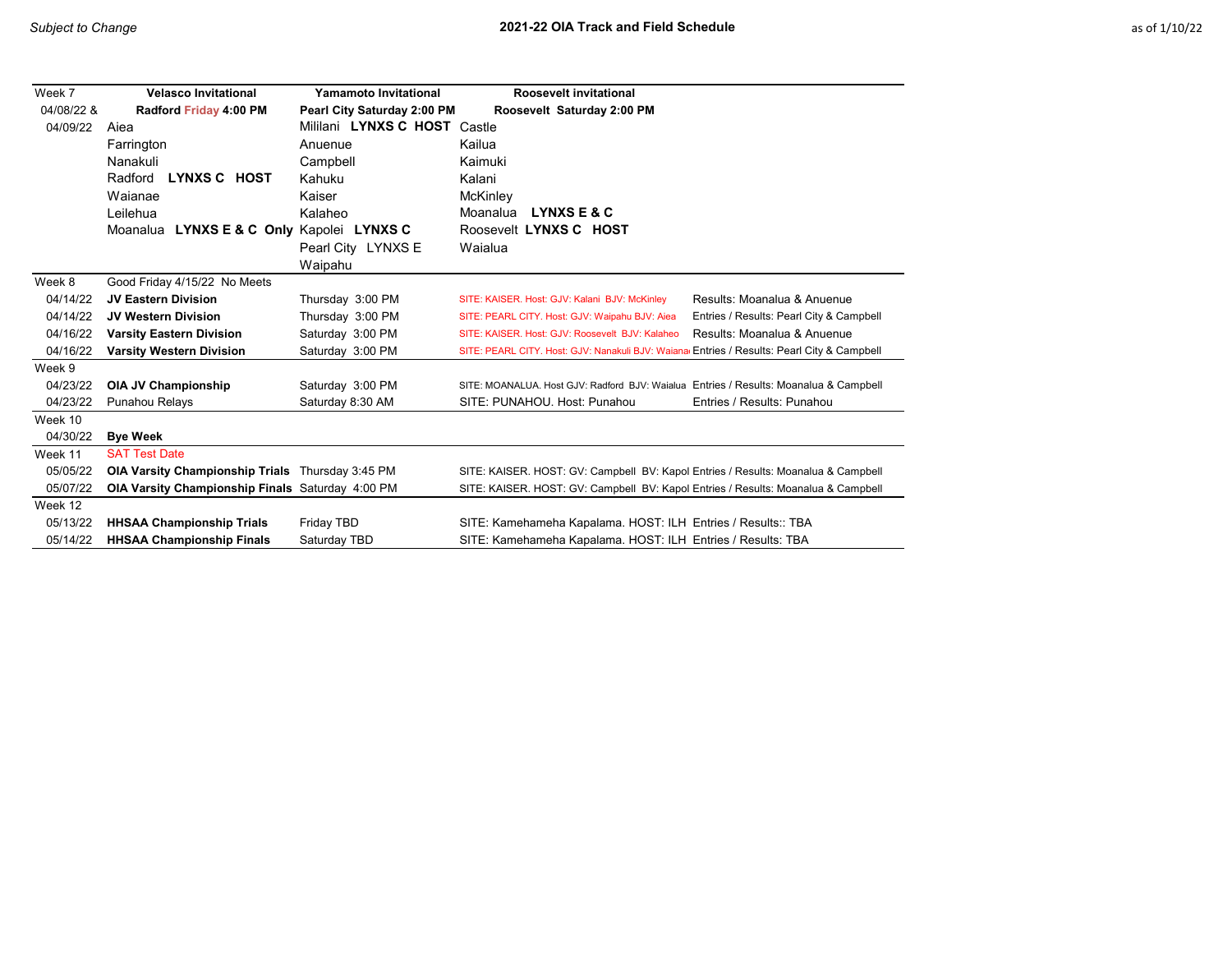*Subject to Change*

# 2021-22 OIA Track and Field Schedule

as of 1/10/22

| | | | | |
|---|---|---|---|---|
| Week 7 | **Velasco Invitational** | **Yamamoto Invitational** | **Roosevelt invitational** | |
| 04/08/22 & | **Radford Friday 4:00 PM** | **Pearl City Saturday 2:00 PM** | **Roosevelt Saturday 2:00 PM** | |
| 04/09/22 | Aiea | Mililani **LYNXS C HOST** | Castle | |
| | Farrington | Anuenue | Kailua | |
| | Nanakuli | Campbell | Kaimuki | |
| | Radford **LYNXS C HOST** | Kahuku | Kalani | |
| | Waianae | Kaiser | McKinley | |
| | Leilehua | Kalaheo | Moanalua **LYNXS E & C** | |
| | Moanalua **LYNXS E & C Only** | Kapolei **LYNXS C** | Roosevelt **LYNXS C HOST** | |
| | | Pearl City LYNXS E | Waialua | |
| | | Waipahu | | |
| Week 8 | Good Friday 4/15/22 No Meets | | | |
| 04/14/22 | **JV Eastern Division** | Thursday 3:00 PM | SITE: KAISER. Host: GJV: Kalani BJV: McKinley | Results: Moanalua & Anuenue |
| 04/14/22 | **JV Western Division** | Thursday 3:00 PM | SITE: PEARL CITY. Host: GJV: Waipahu BJV: Aiea | Entries / Results: Pearl City & Campbell |
| 04/16/22 | **Varsity Eastern Division** | Saturday 3:00 PM | SITE: KAISER. Host: GJV: Roosevelt BJV: Kalaheo | Results: Moanalua & Anuenue |
| 04/16/22 | **Varsity Western Division** | Saturday 3:00 PM | SITE: PEARL CITY. Host: GJV: Nanakuli BJV: Waiana | Entries / Results: Pearl City & Campbell |
| Week 9 | | | | |
| 04/23/22 | **OIA JV Championship** | Saturday 3:00 PM | SITE: MOANALUA. Host GJV: Radford BJV: Waialua | Entries / Results: Moanalua & Campbell |
| 04/23/22 | Punahou Relays | Saturday 8:30 AM | SITE: PUNAHOU. Host: Punahou | Entries / Results: Punahou |
| Week 10 | | | | |
| 04/30/22 | **Bye Week** | | | |
| Week 11 | SAT Test Date | | | |
| 05/05/22 | **OIA Varsity Championship Trials** | Thursday 3:45 PM | SITE: KAISER. HOST: GV: Campbell BV: Kapol | Entries / Results: Moanalua & Campbell |
| 05/07/22 | **OIA Varsity Championship Finals** | Saturday 4:00 PM | SITE: KAISER. HOST: GV: Campbell BV: Kapol | Entries / Results: Moanalua & Campbell |
| Week 12 | | | | |
| 05/13/22 | **HHSAA Championship Trials** | Friday TBD | SITE: Kamehameha Kapalama. HOST: ILH | Entries / Results:: TBA |
| 05/14/22 | **HHSAA Championship Finals** | Saturday TBD | SITE: Kamehameha Kapalama. HOST: ILH | Entries / Results: TBA |